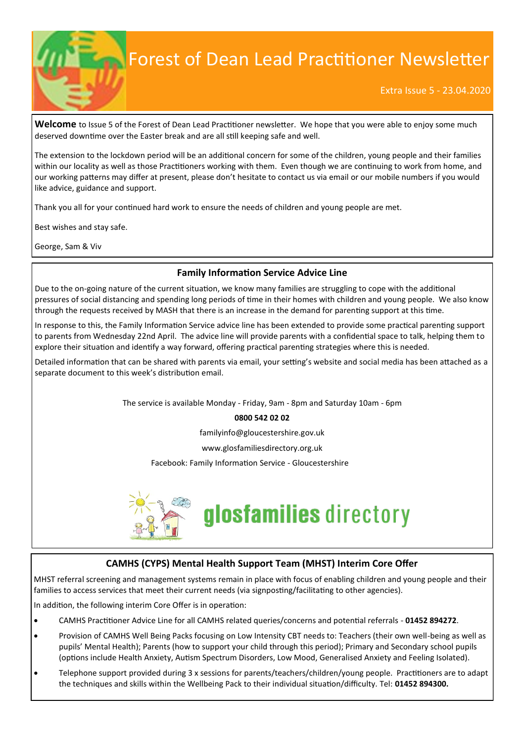# Forest of Dean Lead Practitioner Newsletter

Extra Issue 5 - 23.04.2020

**Welcome** to Issue 5 of the Forest of Dean Lead Practitioner newsletter. We hope that you were able to enjoy some much deserved downtime over the Easter break and are all still keeping safe and well.

The extension to the lockdown period will be an additional concern for some of the children, young people and their families within our locality as well as those Practitioners working with them. Even though we are continuing to work from home, and our working patterns may differ at present, please don't hesitate to contact us via email or our mobile numbers if you would like advice, guidance and support.

Thank you all for your continued hard work to ensure the needs of children and young people are met.

Best wishes and stay safe.

George, Sam & Viv

## Family Information Service Advice Line

Due to the on-going nature of the current situation, we know many families are struggling to cope with the additional pressures of social distancing and spending long periods of time in their homes with children and young people. We also know through the requests received by MASH that there is an increase in the demand for parenting support at this time.

In response to this, the Family Information Service advice line has been extended to provide some practical parenting support to parents from Wednesday 22nd April. The advice line will provide parents with a confidential space to talk, helping them to explore their situation and identify a way forward, offering practical parenting strategies where this is needed.

Detailed information that can be shared with parents via email, your setting's website and social media has been attached as a separate document to this week's distribution email.

The service is available Monday - Friday, 9am - 8pm and Saturday 10am - 6pm

**0800 542 02 02**

familyinfo@gloucestershire.gov.uk

www.glosfamiliesdirectory.org.uk

Facebook: Family Information Service - Gloucestershire

glosfamilies directory

## CAMHS (CYPS) Mental Health Support Team (MHST) Interim Core Offer

MHST referral screening and management systems remain in place with focus of enabling children and young people and their families to access services that meet their current needs (via signposting/facilitating to other agencies).

In addition, the following interim Core Offer is in operation:

- CAMHS Practitioner Advice Line for all CAMHS related queries/concerns and potential referrals - **01452 894272**.
- Provision of CAMHS Well Being Packs focusing on Low Intensity CBT needs to: Teachers (their own well-being as well as pupils' Mental Health); Parents (how to support your child through this period); Primary and Secondary school pupils (options include Health Anxiety, Autism Spectrum Disorders, Low Mood, Generalised Anxiety and Feeling Isolated).
- Telephone support provided during 3 x sessions for parents/teachers/children/young people. Practitioners are to adapt the techniques and skills within the Wellbeing Pack to their individual situation/difficulty. Tel: **01452 894300.**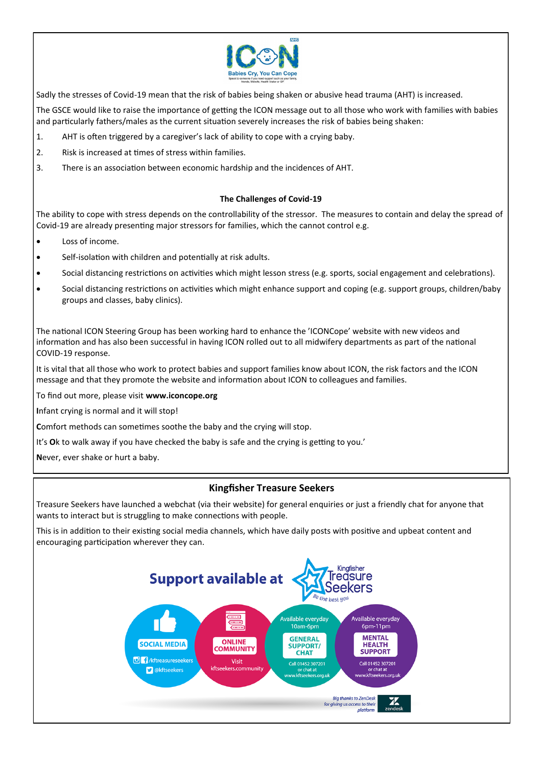ICON

Babies Cry, You Can Cope

Sadly the stresses of Covid-19 mean that the risk of babies being shaken or abusive head trauma (AHT) is increased.

The GSCE would like to raise the importance of getting the ICON message out to all those who work with families with babies and particularly fathers/males as the current situation severely increases the risk of babies being shaken:

1. AHT is often triggered by a caregiver's lack of ability to cope with a crying baby.
2. Risk is increased at times of stress within families.
3. There is an association between economic hardship and the incidences of AHT.

**The Challenges of Covid-19**

The ability to cope with stress depends on the controllability of the stressor. The measures to contain and delay the spread of Covid-19 are already presenting major stressors for families, which the cannot control e.g.

- Loss of income.
- Self-isolation with children and potentially at risk adults.
- Social distancing restrictions on activities which might lesson stress (e.g. sports, social engagement and celebrations).
- Social distancing restrictions on activities which might enhance support and coping (e.g. support groups, children/baby groups and classes, baby clinics).

The national ICON Steering Group has been working hard to enhance the 'ICONCope' website with new videos and information and has also been successful in having ICON rolled out to all midwifery departments as part of the national COVID-19 response.

It is vital that all those who work to protect babies and support families know about ICON, the risk factors and the ICON message and that they promote the website and information about ICON to colleagues and families.

To find out more, please visit **www.iconcope.org**

**I**nfant crying is normal and it will stop!

**C**omfort methods can sometimes soothe the baby and the crying will stop.

It's **O**k to walk away if you have checked the baby is safe and the crying is getting to you.'

**N**ever, ever shake or hurt a baby.

## Kingfisher Treasure Seekers

Treasure Seekers have launched a webchat (via their website) for general enquiries or just a friendly chat for anyone that wants to interact but is struggling to make connections with people.

This is in addition to their existing social media channels, which have daily posts with positive and upbeat content and encouraging participation wherever they can.

**Support available at** Kingfisher Treasure Seekers — *Be the best you*

- **SOCIAL MEDIA**: /kftreasureseekers, @kftseekers
- **ONLINE COMMUNITY**: Visit kftseekers.community
- **GENERAL SUPPORT/ CHAT**: Available everyday 10am-6pm. Call 01452 307201 or chat at www.kftseekers.org.uk
- **MENTAL HEALTH SUPPORT**: Available everyday 6pm-11pm. Call 01452 307201 or chat at www.kftseekers.org.uk

*Big thanks to ZenDesk for giving us access to their platform*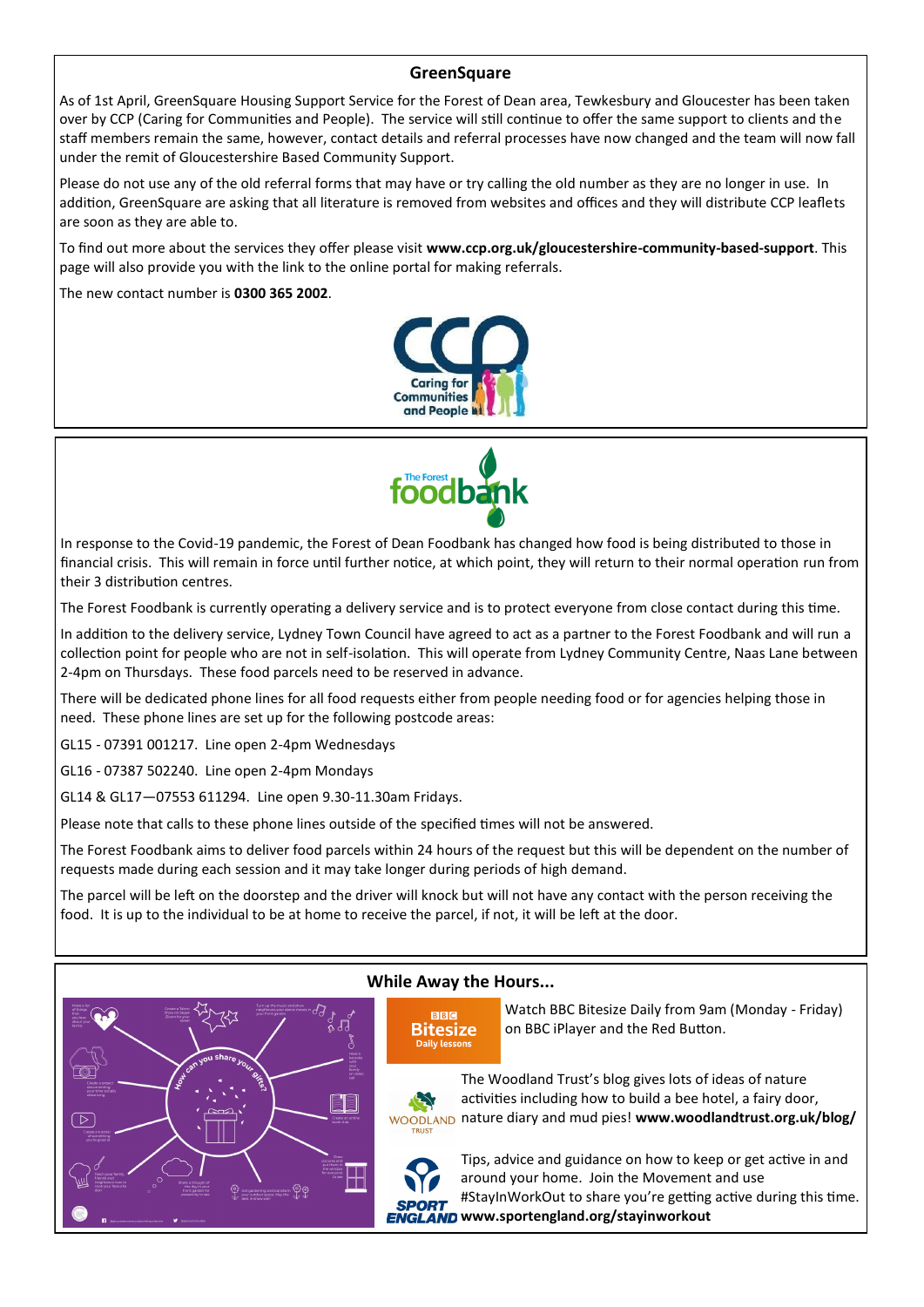## GreenSquare

As of 1st April, GreenSquare Housing Support Service for the Forest of Dean area, Tewkesbury and Gloucester has been taken over by CCP (Caring for Communities and People). The service will still continue to offer the same support to clients and the staff members remain the same, however, contact details and referral processes have now changed and the team will now fall under the remit of Gloucestershire Based Community Support.

Please do not use any of the old referral forms that may have or try calling the old number as they are no longer in use. In addition, GreenSquare are asking that all literature is removed from websites and offices and they will distribute CCP leaflets are soon as they are able to.

To find out more about the services they offer please visit **www.ccp.org.uk/gloucestershire-community-based-support**. This page will also provide you with the link to the online portal for making referrals.

The new contact number is **0300 365 2002**.

Caring for Communities and People

The Forest foodbank

In response to the Covid-19 pandemic, the Forest of Dean Foodbank has changed how food is being distributed to those in financial crisis. This will remain in force until further notice, at which point, they will return to their normal operation run from their 3 distribution centres.

The Forest Foodbank is currently operating a delivery service and is to protect everyone from close contact during this time.

In addition to the delivery service, Lydney Town Council have agreed to act as a partner to the Forest Foodbank and will run a collection point for people who are not in self-isolation. This will operate from Lydney Community Centre, Naas Lane between 2-4pm on Thursdays. These food parcels need to be reserved in advance.

There will be dedicated phone lines for all food requests either from people needing food or for agencies helping those in need. These phone lines are set up for the following postcode areas:

GL15 - 07391 001217. Line open 2-4pm Wednesdays

GL16 - 07387 502240. Line open 2-4pm Mondays

GL14 & GL17—07553 611294. Line open 9.30-11.30am Fridays.

Please note that calls to these phone lines outside of the specified times will not be answered.

The Forest Foodbank aims to deliver food parcels within 24 hours of the request but this will be dependent on the number of requests made during each session and it may take longer during periods of high demand.

The parcel will be left on the doorstep and the driver will knock but will not have any contact with the person receiving the food. It is up to the individual to be at home to receive the parcel, if not, it will be left at the door.

## While Away the Hours...

Watch BBC Bitesize Daily from 9am (Monday - Friday) on BBC iPlayer and the Red Button.

The Woodland Trust's blog gives lots of ideas of nature activities including how to build a bee hotel, a fairy door, nature diary and mud pies! **www.woodlandtrust.org.uk/blog/**

Tips, advice and guidance on how to keep or get active in and around your home. Join the Movement and use #StayInWorkOut to share you're getting active during this time. **www.sportengland.org/stayinworkout**